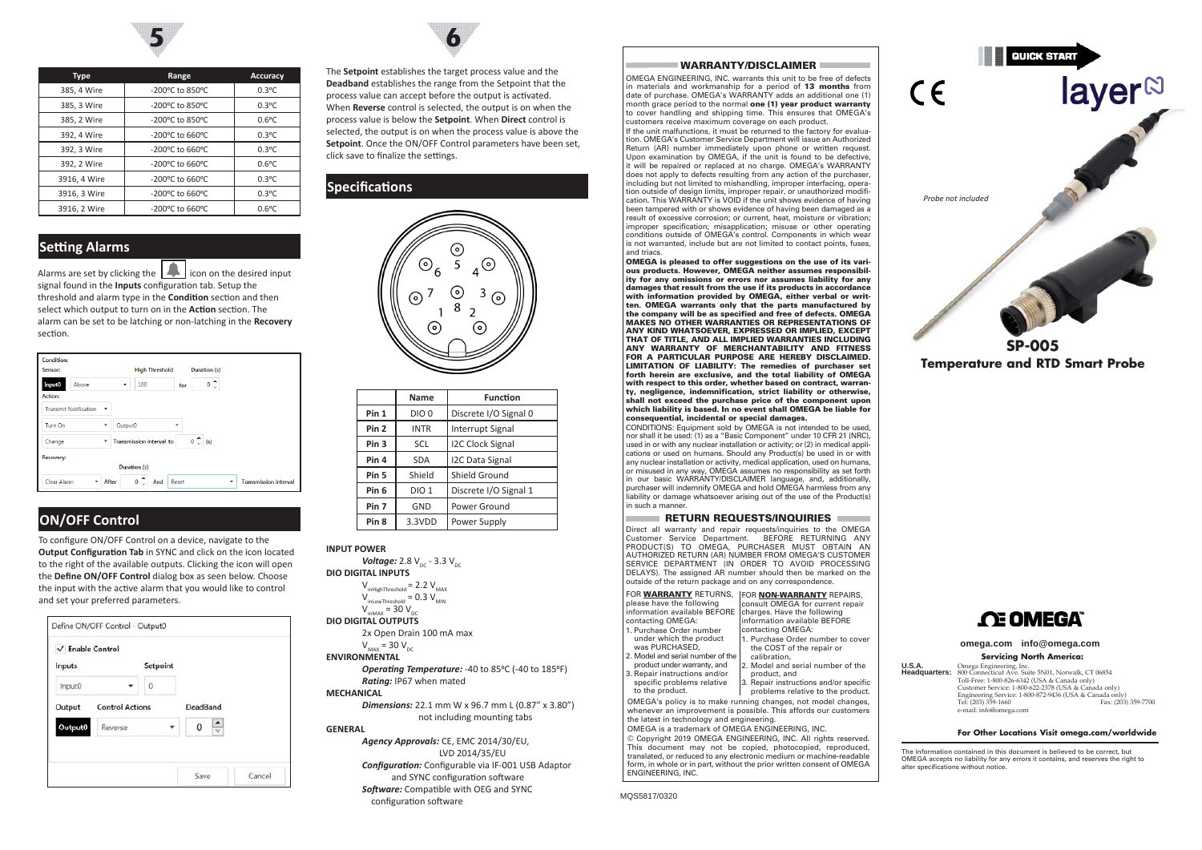| Type | Range | Accuracy |
|---|---|---|
| 385, 4 Wire | -200ºC to 850ºC | 0.3ºC |
| 385, 3 Wire | -200ºC to 850ºC | 0.3ºC |
| 385, 2 Wire | -200ºC to 850ºC | 0.6ºC |
| 392, 4 Wire | -200ºC to 660ºC | 0.3ºC |
| 392, 3 Wire | -200ºC to 660ºC | 0.3ºC |
| 392, 2 Wire | -200ºC to 660ºC | 0.6ºC |
| 3916, 4 Wire | -200ºC to 660ºC | 0.3ºC |
| 3916, 3 Wire | -200ºC to 660ºC | 0.3ºC |
| 3916, 2 Wire | -200ºC to 660ºC | 0.6ºC |

## Setting Alarms

Alarms are set by clicking the icon on the desired input signal found in the **Inputs** configuration tab. Setup the threshold and alarm type in the **Condition** section and then select which output to turn on in the **Action** section. The alarm can be set to be latching or non-latching in the **Recovery** section.

## ON/OFF Control

To configure ON/OFF Control on a device, navigate to the **Output Configuration Tab** in SYNC and click on the icon located to the right of the available outputs. Clicking the icon will open the **Define ON/OFF Control** dialog box as seen below. Choose the input with the active alarm that you would like to control and set your preferred parameters.

The **Setpoint** establishes the target process value and the **Deadband** establishes the range from the Setpoint that the process value can accept before the output is activated. When **Reverse** control is selected, the output is on when the process value is below the **Setpoint**. When **Direct** control is selected, the output is on when the process value is above the **Setpoint**. Once the ON/OFF Control parameters have been set, click save to finalize the settings.

## Specifications

| | Name | Function |
|---|---|---|
| Pin 1 | DIO 0 | Discrete I/O Signal 0 |
| Pin 2 | INTR | Interrupt Signal |
| Pin 3 | SCL | I2C Clock Signal |
| Pin 4 | SDA | I2C Data Signal |
| Pin 5 | Shield | Shield Ground |
| Pin 6 | DIO 1 | Discrete I/O Signal 1 |
| Pin 7 | GND | Power Ground |
| Pin 8 | 3.3VDD | Power Supply |

**INPUT POWER**

*Voltage:* 2.8 $V_{DC}$ - 3.3 $V_{DC}$

**DIO DIGITAL INPUTS**

$V_{inHighThreshold} = 2.2\ V_{MAX}$

$V_{inLowThreshold} = 0.3\ V_{MIN}$

$V_{inMAX} = 30\ V_{DC}$

**DIO DIGITAL OUTPUTS**

2x Open Drain 100 mA max

$V_{MAX} = 30\ V_{DC}$

**ENVIRONMENTAL**

*Operating Temperature:* -40 to 85ºC (-40 to 185ºF)

*Rating:* IP67 when mated

**MECHANICAL**

*Dimensions:* 22.1 mm W x 96.7 mm L (0.87" x 3.80") not including mounting tabs

**GENERAL**

*Agency Approvals:* CE, EMC 2014/30/EU, LVD 2014/35/EU

*Configuration:* Configurable via IF-001 USB Adaptor and SYNC configuration software

*Software:* Compatible with OEG and SYNC configuration software

## WARRANTY/DISCLAIMER

OMEGA ENGINEERING, INC. warrants this unit to be free of defects in materials and workmanship for a period of **13 months** from date of purchase. OMEGA's WARRANTY adds an additional one (1) month grace period to the normal **one (1) year product warranty** to cover handling and shipping time. This ensures that OMEGA's customers receive maximum coverage on each product.

If the unit malfunctions, it must be returned to the factory for evaluation. OMEGA's Customer Service Department will issue an Authorized Return (AR) number immediately upon phone or written request. Upon examination by OMEGA, if the unit is found to be defective, it will be repaired or replaced at no charge. OMEGA's WARRANTY does not apply to defects resulting from any action of the purchaser, including but not limited to mishandling, improper interfacing, operation outside of design limits, improper repair, or unauthorized modification. This WARRANTY is VOID if the unit shows evidence of having been tampered with or shows evidence of having been damaged as a result of excessive corrosion; or current, heat, moisture or vibration; improper specification; misapplication; misuse or other operating conditions outside of OMEGA's control. Components in which wear is not warranted, include but are not limited to contact points, fuses, and triacs.

**OMEGA is pleased to offer suggestions on the use of its various products. However, OMEGA neither assumes responsibility for any omissions or errors nor assumes liability for any damages that result from the use if its products in accordance with information provided by OMEGA, either verbal or written. OMEGA warrants only that the parts manufactured by the company will be as specified and free of defects. OMEGA MAKES NO OTHER WARRANTIES OR REPRESENTATIONS OF ANY KIND WHATSOEVER, EXPRESSED OR IMPLIED, EXCEPT THAT OF TITLE, AND ALL IMPLIED WARRANTIES INCLUDING ANY WARRANTY OF MERCHANTABILITY AND FITNESS FOR A PARTICULAR PURPOSE ARE HEREBY DISCLAIMED. LIMITATION OF LIABILITY: The remedies of purchaser set forth herein are exclusive, and the total liability of OMEGA with respect to this order, whether based on contract, warranty, negligence, indemnification, strict liability or otherwise, shall not exceed the purchase price of the component upon which liability is based. In no event shall OMEGA be liable for consequential, incidental or special damages.**

CONDITIONS: Equipment sold by OMEGA is not intended to be used, nor shall it be used: (1) as a "Basic Component" under 10 CFR 21 (NRC), used in or with any nuclear installation or activity; or (2) in medical applications or used on humans. Should any Product(s) be used in or with any nuclear installation or activity, medical application, used on humans, or misused in any way, OMEGA assumes no responsibility as set forth in our basic WARRANTY/DISCLAIMER language, and, additionally, purchaser will indemnify OMEGA and hold OMEGA harmless from any liability or damage whatsoever arising out of the use of the Product(s) in such a manner.

## RETURN REQUESTS/INQUIRIES

Direct all warranty and repair requests/inquiries to the OMEGA Customer Service Department. BEFORE RETURNING ANY PRODUCT(S) TO OMEGA, PURCHASER MUST OBTAIN AN AUTHORIZED RETURN (AR) NUMBER FROM OMEGA'S CUSTOMER SERVICE DEPARTMENT (IN ORDER TO AVOID PROCESSING DELAYS). The assigned AR number should then be marked on the outside of the return package and on any correspondence.

FOR **WARRANTY** RETURNS, please have the following information available BEFORE contacting OMEGA:

1. Purchase Order number under which the product was PURCHASED,
2. Model and serial number of the product under warranty, and
3. Repair instructions and/or specific problems relative to the product.

FOR **NON-WARRANTY** REPAIRS, consult OMEGA for current repair charges. Have the following information available BEFORE contacting OMEGA:

1. Purchase Order number to cover the COST of the repair or calibration,
2. Model and serial number of the product, and
3. Repair instructions and/or specific problems relative to the product.

OMEGA's policy is to make running changes, not model changes, whenever an improvement is possible. This affords our customers the latest in technology and engineering.

OMEGA is a trademark of OMEGA ENGINEERING, INC.

© Copyright 2019 OMEGA ENGINEERING, INC. All rights reserved. This document may not be copied, photocopied, reproduced, translated, or reduced to any electronic medium or machine-readable form, in whole or in part, without the prior written consent of OMEGA ENGINEERING, INC.

MQS5817/0320

QUICK START

layer N

Probe not included

# SP-005
## Temperature and RTD Smart Probe

OMEGA

omega.com info@omega.com

**Servicing North America:**

**U.S.A. Headquarters:** Omega Engineering, Inc.
800 Connecticut Ave. Suite 5N01, Norwalk, CT 06854
Toll-Free: 1-800-826-6342 (USA & Canada only)
Customer Service: 1-800-622-2378 (USA & Canada only)
Engineering Service: 1-800-872-9436 (USA & Canada only)
Tel: (203) 359-1660 Fax: (203) 359-7700
e-mail: info@omega.com

**For Other Locations Visit omega.com/worldwide**

The information contained in this document is believed to be correct, but OMEGA accepts no liability for any errors it contains, and reserves the right to alter specifications without notice.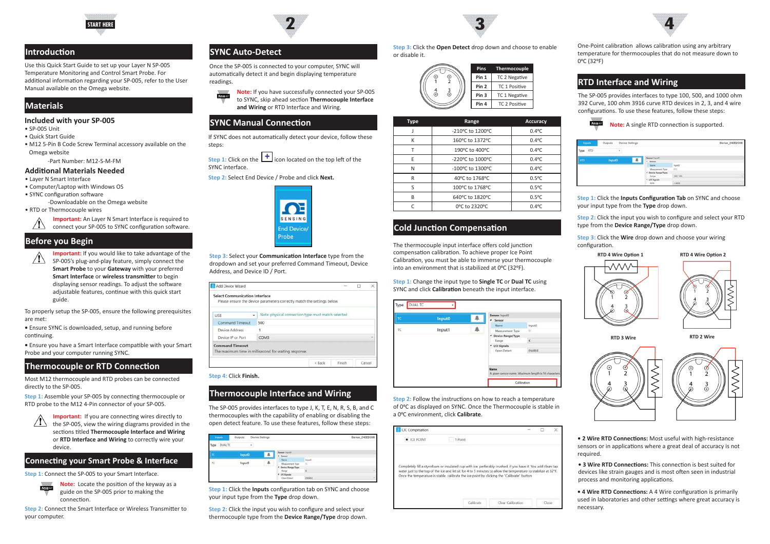START HERE

## Introduction

Use this Quick Start Guide to set up your Layer N SP-005 Temperature Monitoring and Control Smart Probe. For additional information regarding your SP-005, refer to the User Manual available on the Omega website.

## Materials

### Included with your SP-005

- SP-005 Unit
- Quick Start Guide
- M12 5-Pin B Code Screw Terminal accessory available on the Omega website
  -Part Number: M12-S-M-FM

### Additional Materials Needed

- Layer N Smart Interface
- Computer/Laptop with Windows OS
- SYNC configuration software
  -Downloadable on the Omega website
- RTD or Thermocouple wires

**Important:** An Layer N Smart Interface is required to connect your SP-005 to SYNC configuration software.

## Before you Begin

**Important:** If you would like to take advantage of the SP-005's plug-and-play feature, simply connect the **Smart Probe** to your **Gateway** with your preferred **Smart Interface** or **wireless transmitter** to begin displaying sensor readings. To adjust the software adjustable features, continue with this quick start guide.

To properly setup the SP-005, ensure the following prerequisites are met:

- Ensure SYNC is downloaded, setup, and running before continuing.

- Ensure you have a Smart Interface compatible with your Smart Probe and your computer running SYNC.

## Thermocouple or RTD Connection

Most M12 thermocouple and RTD probes can be connected directly to the SP-005.

**Step 1:** Assemble your SP-005 by connecting thermocouple or RTD probe to the M12 4-Pin connector of your SP-005.

**Important:** If you are connecting wires directly to the SP-005, view the wiring diagrams provided in the sections titled **Thermocouple Interface and Wiring** or **RTD Interface and Wiring** to correctly wire your device.

## Connecting your Smart Probe & Interface

**Step 1:** Connect the SP-005 to your Smart Interface.

**Note:** Locate the position of the keyway as a guide on the SP-005 prior to making the connection.

**Step 2:** Connect the Smart Interface or Wireless Transmitter to your computer.

2

## SYNC Auto-Detect

Once the SP-005 is connected to your computer, SYNC will automatically detect it and begin displaying temperature readings.

**Note:** If you have successfully connected your SP-005 to SYNC, skip ahead section **Thermocouple Interface and Wiring** or RTD Interface and Wiring.

## SYNC Manual Connection

If SYNC does not automatically detect your device, follow these steps:

**Step 1:** Click on the + icon located on the top left of the SYNC interface.

**Step 2:** Select End Device / Probe and click **Next.**

End Device/ Probe

**Step 3:** Select your **Communication Interface** type from the dropdown and your preferred Command Timeout, Device Address, and Device ID / Port.

**Step 4:** Click **Finish.**

## Thermocouple Interface and Wiring

The SP-005 provides interfaces to type J, K, T, E, N, R, S, B, and C thermocouples with the capability of enabling or disabling the open detect feature. To use these features, follow these steps:

**Step 1:** Click the **Inputs** configuration tab on SYNC and choose your input type from the **Type** drop down.

**Step 2:** Click the input you wish to configure and select your thermocouple type from the **Device Range/Type** drop down.

3

**Step 3:** Click the **Open Detect** drop down and choose to enable or disable it.

| Pins | Thermocouple |
|---|---|
| Pin 1 | TC 2 Negative |
| Pin 2 | TC 1 Positive |
| Pin 3 | TC 1 Negative |
| Pin 4 | TC 2 Positive |

| Type | Range | Accuracy |
|---|---|---|
| J | -210°C to 1200°C | 0.4°C |
| K | 160°C to 1372°C | 0.4°C |
| T | 190°C to 400°C | 0.4°C |
| E | -220°C to 1000°C | 0.4°C |
| N | -100°C to 1300°C | 0.4°C |
| R | 40°C to 1768°C | 0.5°C |
| S | 100°C to 1768°C | 0.5°C |
| B | 640°C to 1820°C | 0.5°C |
| C | 0°C to 2320°C | 0.4°C |

## Cold Junction Compensation

The thermocouple input interface offers cold junction compensation calibration. To achieve proper Ice Point Calibration, you must be able to immerse your thermocouple into an environment that is stabilized at 0°C (32°F).

**Step 1:** Change the input type to **Single TC** or **Dual TC** using SYNC and click **Calibration** beneath the input interface.

**Step 2:** Follow the instructions on how to reach a temperature of 0°C as displayed on SYNC. Once the Thermocouple is stable in a 0°C environment, click **Calibrate**.

4

One-Point calibration allows calibration using any arbitrary temperature for thermocouples that do not measure down to 0°C (32°F)

## RTD Interface and Wiring

The SP-005 provides interfaces to type 100, 500, and 1000 ohm 392 Curve, 100 ohm 3916 curve RTD devices in 2, 3, and 4 wire configurations. To use these features, follow these steps:

**Note:** A single RTD connection is supported.

**Step 1:** Click the **Inputs Configuration Tab** on SYNC and choose your input type from the **Type** drop down.

**Step 2:** Click the input you wish to configure and select your RTD type from the **Device Range/Type** drop down.

**Step 3:** Click the **Wire** drop down and choose your wiring configuration.

RTD 4 Wire Option 1

RTD 4 Wire Option 2

RTD 3 Wire

RTD 2 Wire

- **2 Wire RTD Connections:** Most useful with high-resistance sensors or in applications where a great deal of accuracy is not required.
- **3 Wire RTD Connections:** This connection is best suited for devices like strain gauges and is most often seen in industrial process and monitoring applications.
- **4 Wire RTD Connections:** A 4 Wire configuration is primarily used in laboratories and other settings where great accuracy is necessary.